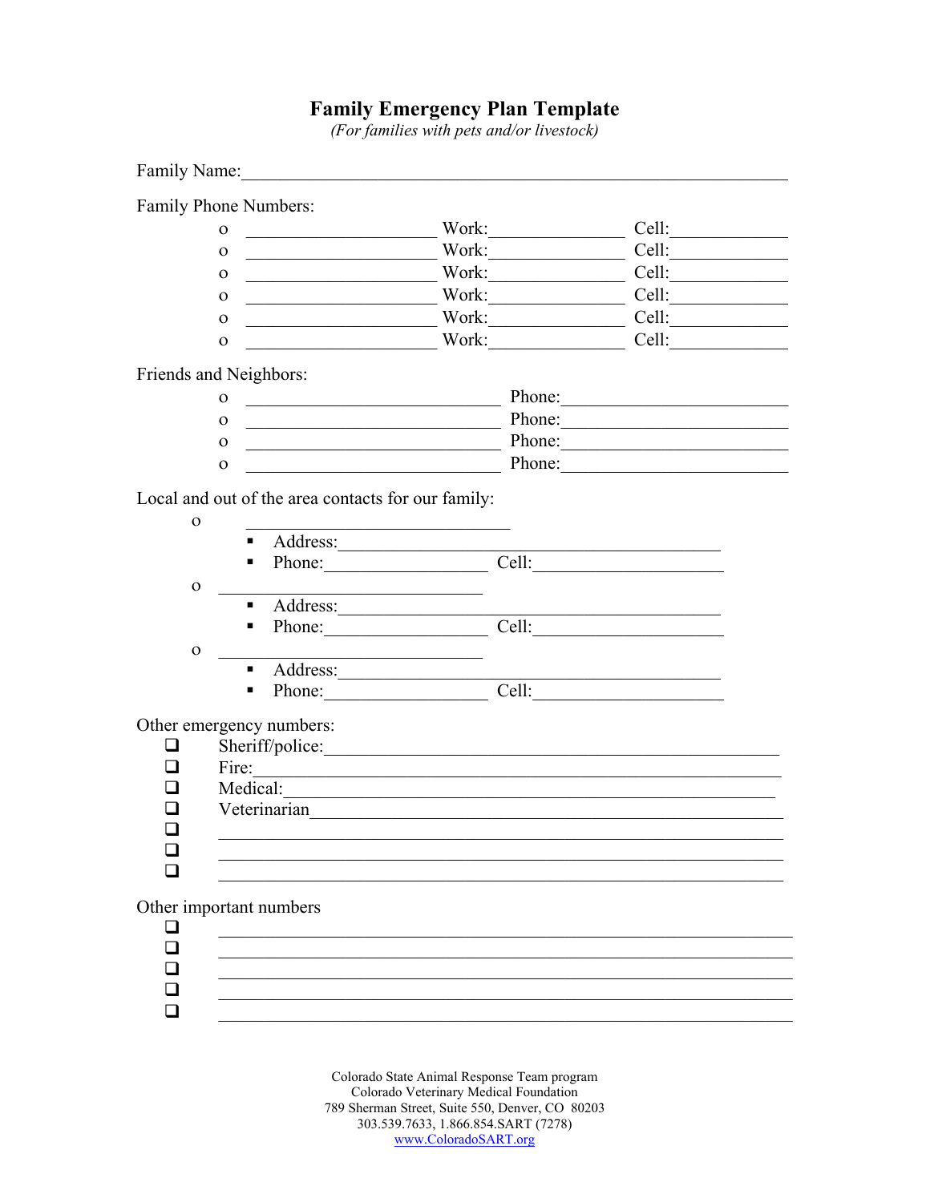# Family Emergency Plan Template

*(For families with pets and/or livestock)*

Family Name:______________________________________________________________

Family Phone Numbers:

- ______________________ Work:________________ Cell:_____________
- ______________________ Work:________________ Cell:_____________
- ______________________ Work:________________ Cell:_____________
- ______________________ Work:________________ Cell:_____________
- ______________________ Work:________________ Cell:_____________
- ______________________ Work:________________ Cell:_____________

Friends and Neighbors:

- ______________________________ Phone:__________________________
- ______________________________ Phone:__________________________
- ______________________________ Phone:__________________________
- ______________________________ Phone:__________________________

Local and out of the area contacts for our family:

- ______________________________
  - Address:____________________________________________
  - Phone:___________________ Cell:______________________
- ______________________________
  - Address:____________________________________________
  - Phone:___________________ Cell:______________________
- ______________________________
  - Address:____________________________________________
  - Phone:___________________ Cell:______________________

Other emergency numbers:

- ❑ Sheriff/police:_____________________________________________________
- ❑ Fire:_____________________________________________________________
- ❑ Medical:__________________________________________________________
- ❑ Veterinarian_______________________________________________________
- ❑ _________________________________________________________________
- ❑ _________________________________________________________________
- ❑ _________________________________________________________________

Other important numbers

- ❑ _________________________________________________________________
- ❑ _________________________________________________________________
- ❑ _________________________________________________________________
- ❑ _________________________________________________________________
- ❑ _________________________________________________________________

Colorado State Animal Response Team program
Colorado Veterinary Medical Foundation
789 Sherman Street, Suite 550, Denver, CO 80203
303.539.7633, 1.866.854.SART (7278)
www.ColoradoSART.org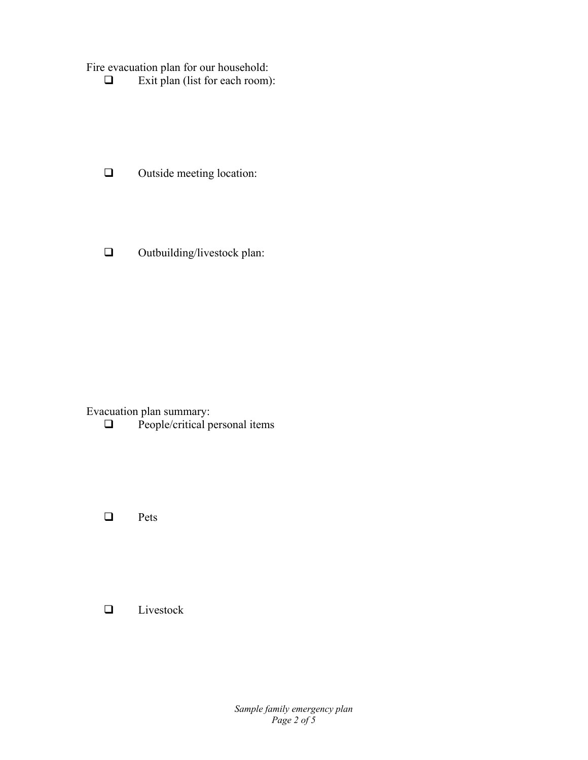Fire evacuation plan for our household:

- [ ] Exit plan (list for each room):

- [ ] Outside meeting location:

- [ ] Outbuilding/livestock plan:

Evacuation plan summary:

- [ ] People/critical personal items

- [ ] Pets

- [ ] Livestock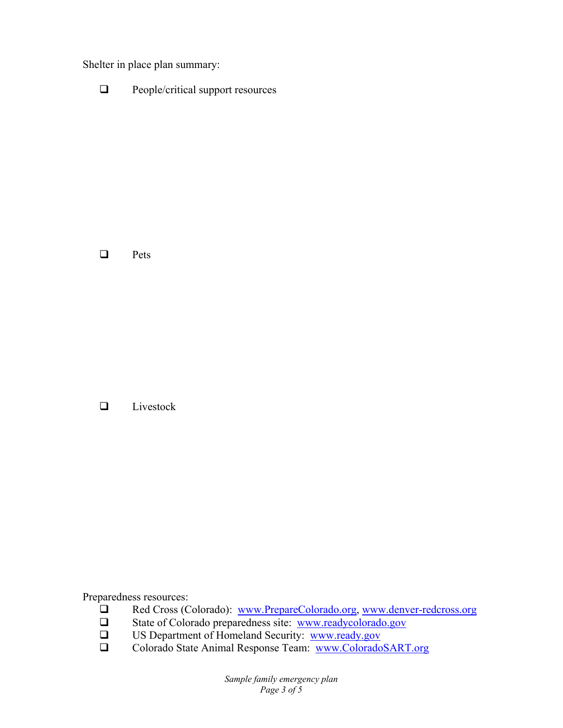Shelter in place plan summary:

- ❑ People/critical support resources

- ❑ Pets

- ❑ Livestock

Preparedness resources:

- ❑ Red Cross (Colorado): www.PrepareColorado.org, www.denver-redcross.org
- ❑ State of Colorado preparedness site: www.readycolorado.gov
- ❑ US Department of Homeland Security: www.ready.gov
- ❑ Colorado State Animal Response Team: www.ColoradoSART.org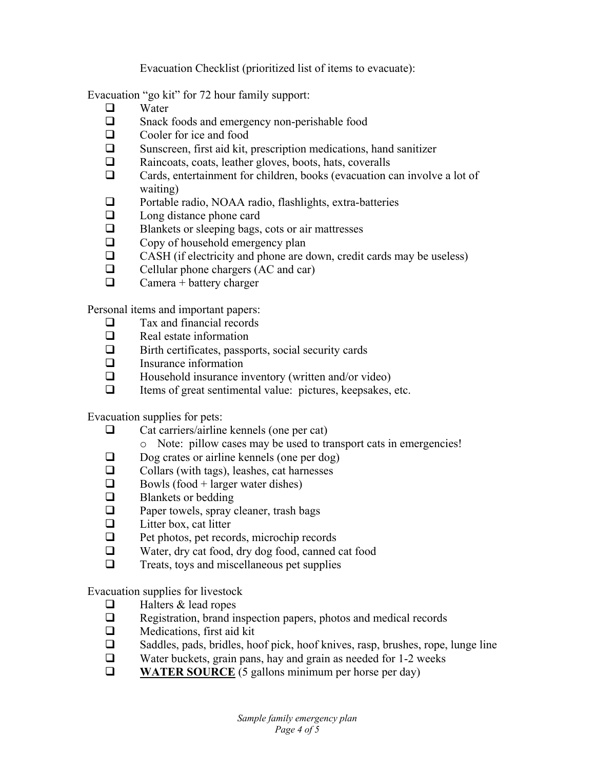Evacuation Checklist (prioritized list of items to evacuate):

Evacuation "go kit" for 72 hour family support:

- [ ] Water
- [ ] Snack foods and emergency non-perishable food
- [ ] Cooler for ice and food
- [ ] Sunscreen, first aid kit, prescription medications, hand sanitizer
- [ ] Raincoats, coats, leather gloves, boots, hats, coveralls
- [ ] Cards, entertainment for children, books (evacuation can involve a lot of waiting)
- [ ] Portable radio, NOAA radio, flashlights, extra-batteries
- [ ] Long distance phone card
- [ ] Blankets or sleeping bags, cots or air mattresses
- [ ] Copy of household emergency plan
- [ ] CASH (if electricity and phone are down, credit cards may be useless)
- [ ] Cellular phone chargers (AC and car)
- [ ] Camera + battery charger

Personal items and important papers:

- [ ] Tax and financial records
- [ ] Real estate information
- [ ] Birth certificates, passports, social security cards
- [ ] Insurance information
- [ ] Household insurance inventory (written and/or video)
- [ ] Items of great sentimental value: pictures, keepsakes, etc.

Evacuation supplies for pets:

- [ ] Cat carriers/airline kennels (one per cat)
  - Note: pillow cases may be used to transport cats in emergencies!
- [ ] Dog crates or airline kennels (one per dog)
- [ ] Collars (with tags), leashes, cat harnesses
- [ ] Bowls (food + larger water dishes)
- [ ] Blankets or bedding
- [ ] Paper towels, spray cleaner, trash bags
- [ ] Litter box, cat litter
- [ ] Pet photos, pet records, microchip records
- [ ] Water, dry cat food, dry dog food, canned cat food
- [ ] Treats, toys and miscellaneous pet supplies

Evacuation supplies for livestock

- [ ] Halters & lead ropes
- [ ] Registration, brand inspection papers, photos and medical records
- [ ] Medications, first aid kit
- [ ] Saddles, pads, bridles, hoof pick, hoof knives, rasp, brushes, rope, lunge line
- [ ] Water buckets, grain pans, hay and grain as needed for 1-2 weeks
- [ ] **WATER SOURCE** (5 gallons minimum per horse per day)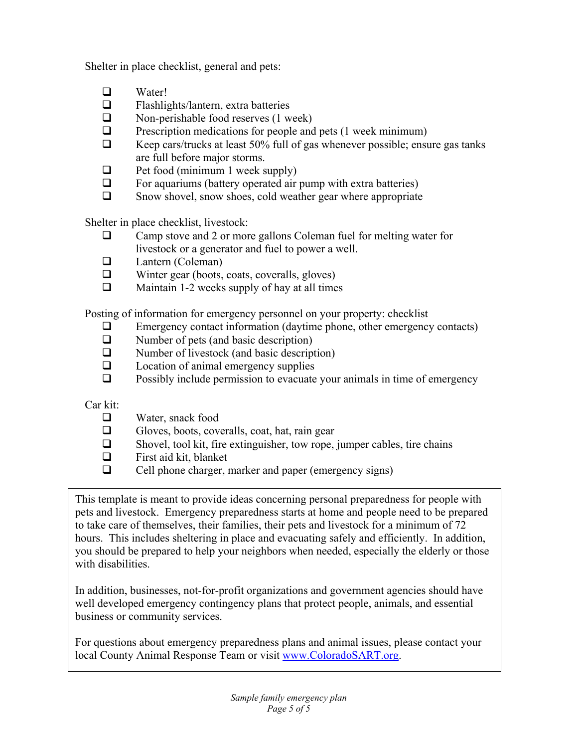Shelter in place checklist, general and pets:

- [ ] Water!
- [ ] Flashlights/lantern, extra batteries
- [ ] Non-perishable food reserves (1 week)
- [ ] Prescription medications for people and pets (1 week minimum)
- [ ] Keep cars/trucks at least 50% full of gas whenever possible; ensure gas tanks are full before major storms.
- [ ] Pet food (minimum 1 week supply)
- [ ] For aquariums (battery operated air pump with extra batteries)
- [ ] Snow shovel, snow shoes, cold weather gear where appropriate

Shelter in place checklist, livestock:

- [ ] Camp stove and 2 or more gallons Coleman fuel for melting water for livestock or a generator and fuel to power a well.
- [ ] Lantern (Coleman)
- [ ] Winter gear (boots, coats, coveralls, gloves)
- [ ] Maintain 1-2 weeks supply of hay at all times

Posting of information for emergency personnel on your property: checklist

- [ ] Emergency contact information (daytime phone, other emergency contacts)
- [ ] Number of pets (and basic description)
- [ ] Number of livestock (and basic description)
- [ ] Location of animal emergency supplies
- [ ] Possibly include permission to evacuate your animals in time of emergency

Car kit:

- [ ] Water, snack food
- [ ] Gloves, boots, coveralls, coat, hat, rain gear
- [ ] Shovel, tool kit, fire extinguisher, tow rope, jumper cables, tire chains
- [ ] First aid kit, blanket
- [ ] Cell phone charger, marker and paper (emergency signs)

> This template is meant to provide ideas concerning personal preparedness for people with pets and livestock. Emergency preparedness starts at home and people need to be prepared to take care of themselves, their families, their pets and livestock for a minimum of 72 hours. This includes sheltering in place and evacuating safely and efficiently. In addition, you should be prepared to help your neighbors when needed, especially the elderly or those with disabilities.
>
> In addition, businesses, not-for-profit organizations and government agencies should have well developed emergency contingency plans that protect people, animals, and essential business or community services.
>
> For questions about emergency preparedness plans and animal issues, please contact your local County Animal Response Team or visit [www.ColoradoSART.org](http://www.ColoradoSART.org).